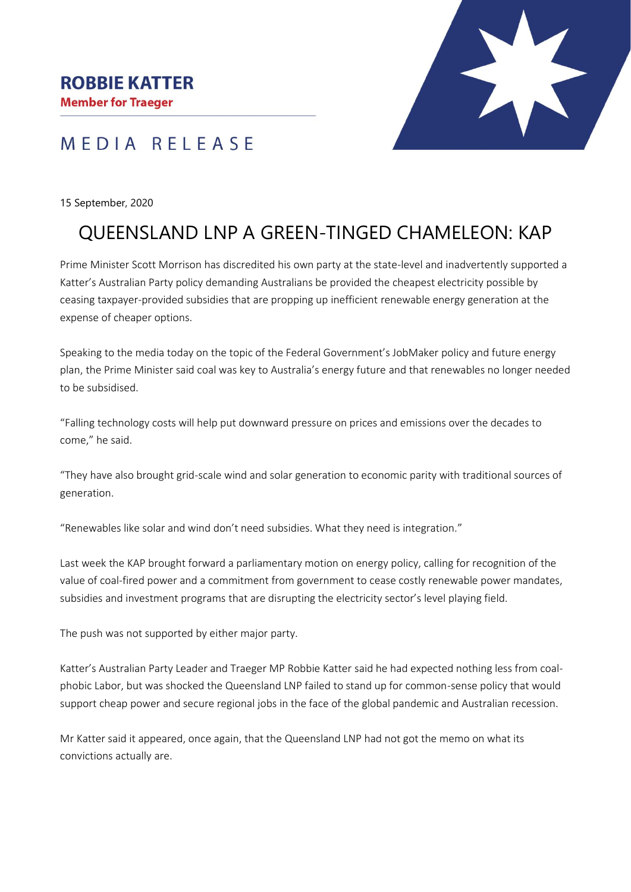**ROBBIE KATTER**
**Member for Traeger**

MEDIA RELEASE

15 September, 2020

# QUEENSLAND LNP A GREEN-TINGED CHAMELEON: KAP

Prime Minister Scott Morrison has discredited his own party at the state-level and inadvertently supported a Katter's Australian Party policy demanding Australians be provided the cheapest electricity possible by ceasing taxpayer-provided subsidies that are propping up inefficient renewable energy generation at the expense of cheaper options.

Speaking to the media today on the topic of the Federal Government's JobMaker policy and future energy plan, the Prime Minister said coal was key to Australia's energy future and that renewables no longer needed to be subsidised.

"Falling technology costs will help put downward pressure on prices and emissions over the decades to come," he said.

"They have also brought grid-scale wind and solar generation to economic parity with traditional sources of generation.

"Renewables like solar and wind don't need subsidies. What they need is integration."

Last week the KAP brought forward a parliamentary motion on energy policy, calling for recognition of the value of coal-fired power and a commitment from government to cease costly renewable power mandates, subsidies and investment programs that are disrupting the electricity sector's level playing field.

The push was not supported by either major party.

Katter's Australian Party Leader and Traeger MP Robbie Katter said he had expected nothing less from coal-phobic Labor, but was shocked the Queensland LNP failed to stand up for common-sense policy that would support cheap power and secure regional jobs in the face of the global pandemic and Australian recession.

Mr Katter said it appeared, once again, that the Queensland LNP had not got the memo on what its convictions actually are.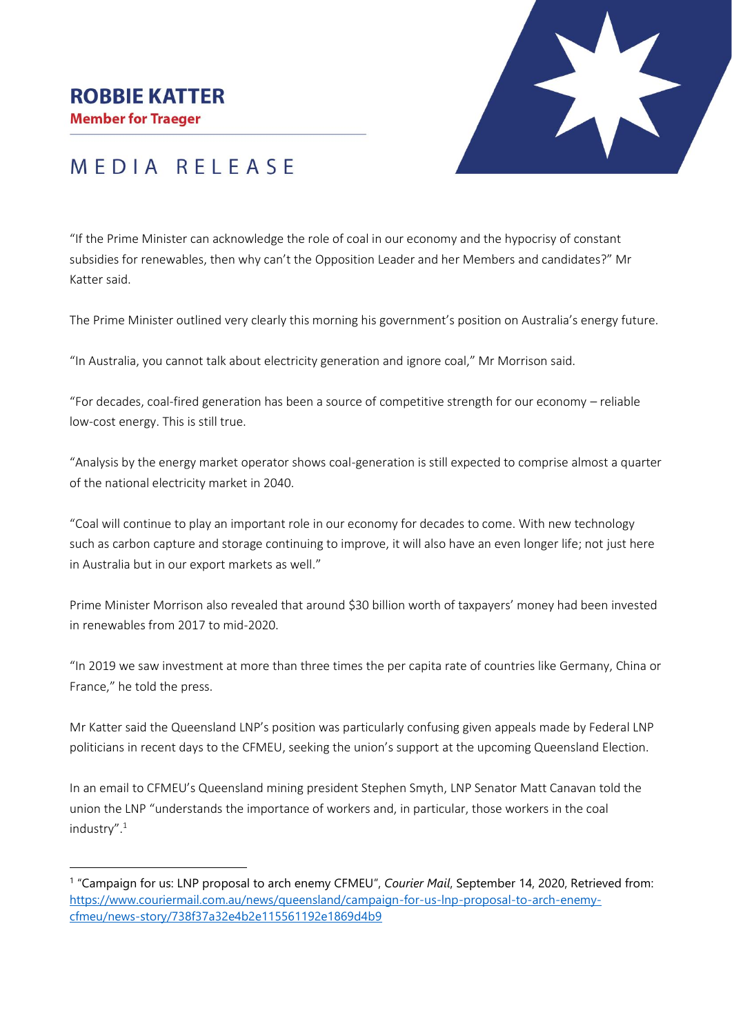# ROBBIE KATTER

**Member for Traeger**

# MEDIA RELEASE

"If the Prime Minister can acknowledge the role of coal in our economy and the hypocrisy of constant subsidies for renewables, then why can't the Opposition Leader and her Members and candidates?" Mr Katter said.

The Prime Minister outlined very clearly this morning his government's position on Australia's energy future.

"In Australia, you cannot talk about electricity generation and ignore coal," Mr Morrison said.

"For decades, coal-fired generation has been a source of competitive strength for our economy – reliable low-cost energy. This is still true.

"Analysis by the energy market operator shows coal-generation is still expected to comprise almost a quarter of the national electricity market in 2040.

"Coal will continue to play an important role in our economy for decades to come. With new technology such as carbon capture and storage continuing to improve, it will also have an even longer life; not just here in Australia but in our export markets as well."

Prime Minister Morrison also revealed that around $30 billion worth of taxpayers' money had been invested in renewables from 2017 to mid-2020.

"In 2019 we saw investment at more than three times the per capita rate of countries like Germany, China or France," he told the press.

Mr Katter said the Queensland LNP's position was particularly confusing given appeals made by Federal LNP politicians in recent days to the CFMEU, seeking the union's support at the upcoming Queensland Election.

In an email to CFMEU's Queensland mining president Stephen Smyth, LNP Senator Matt Canavan told the union the LNP "understands the importance of workers and, in particular, those workers in the coal industry".[1]

---

[1] "Campaign for us: LNP proposal to arch enemy CFMEU", *Courier Mail*, September 14, 2020, Retrieved from: https://www.couriermail.com.au/news/queensland/campaign-for-us-lnp-proposal-to-arch-enemy-cfmeu/news-story/738f37a32e4b2e115561192e1869d4b9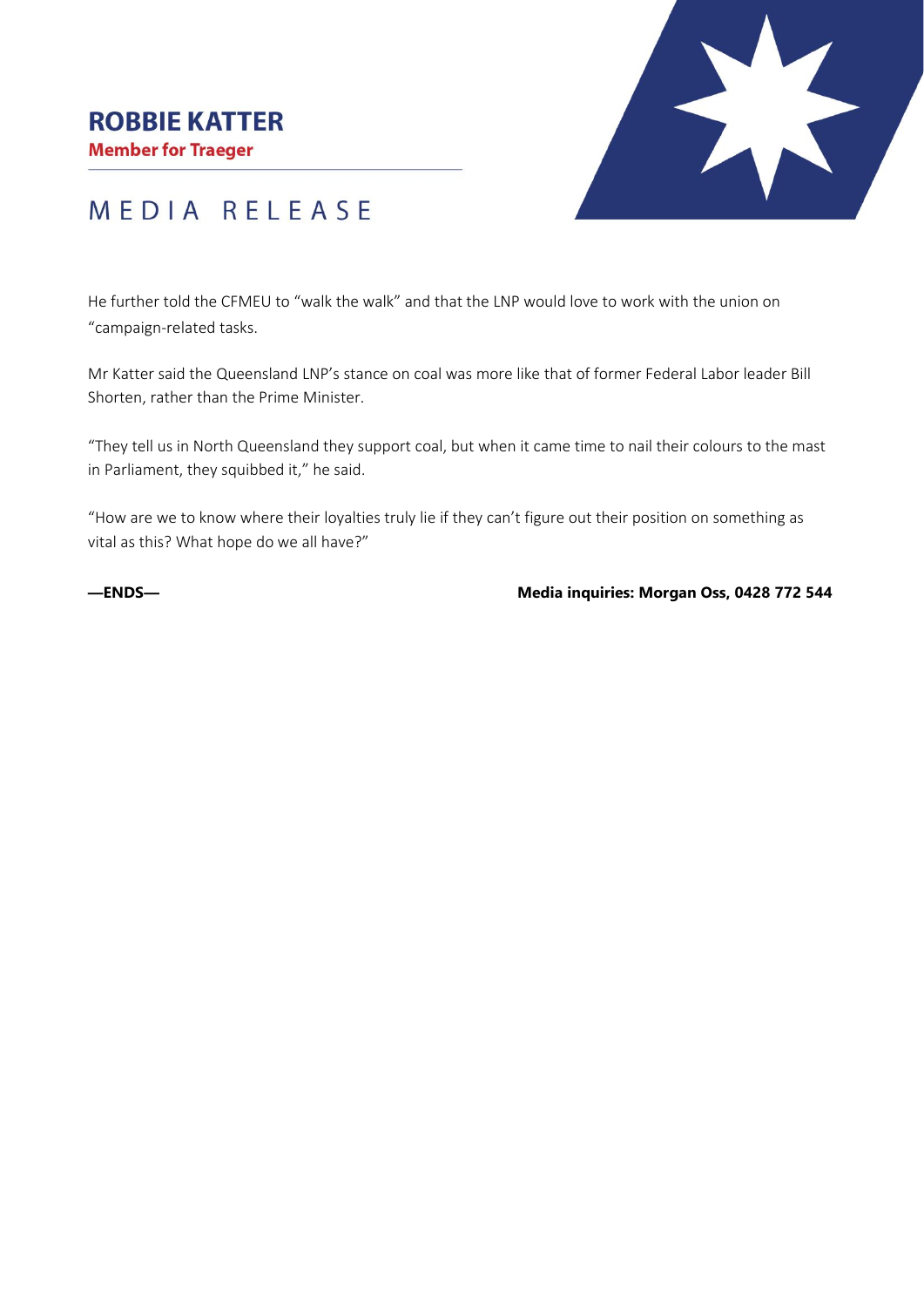# ROBBIE KATTER

**Member for Traeger**

MEDIA RELEASE

He further told the CFMEU to "walk the walk" and that the LNP would love to work with the union on "campaign-related tasks.

Mr Katter said the Queensland LNP's stance on coal was more like that of former Federal Labor leader Bill Shorten, rather than the Prime Minister.

"They tell us in North Queensland they support coal, but when it came time to nail their colours to the mast in Parliament, they squibbed it," he said.

"How are we to know where their loyalties truly lie if they can't figure out their position on something as vital as this? What hope do we all have?"

**—ENDS—**

**Media inquiries: Morgan Oss, 0428 772 544**